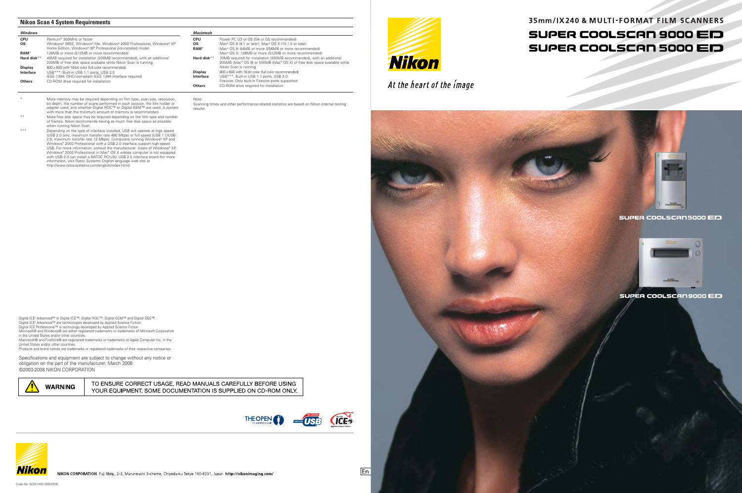## Nikon Scan 4 System Requirements

| *Windows* | |
|---|---|
| **CPU** | Pentium® 300MHz or faster |
| **OS** | Windows® 98SE, Windows® Me, Windows® 2000 Professional, Windows® XP Home Edition, Windows® XP Professional pre-installed model |
| **RAM*** | 128MB or more (512MB or more recommended) |
| **Hard disk**** | 40MB required for installation (200MB recommended), with an additional 200MB of free disk space available while Nikon Scan is running |
| **Display** | 800 x 600 with 16-bit color (full color recommended) |
| **Interface** | USB***: Built-in USB 1.1 ports, USB 2.0<br>IEEE 1394: OHCI-compliant IEEE 1394 interface required |
| **Others** | CD-ROM drive required for installation |

| *Macintosh* | |
|---|---|
| **CPU** | Power PC G3 or G5 (G4 or G5 recommended) |
| **OS** | Mac® OS 9 (9.1 or later), Mac® OS X (10.1.5 or later) |
| **RAM*** | Mac® OS 9: 64MB or more (256MB or more recommended)<br>Mac® OS X: 128MB or more (512MB or more recommended) |
| **Hard disk**** | 70MB required for installation (200MB recommended), with an additional 200MB (Mac® OS 9) or 550MB (Mac® OS X) of free disk space available while Nikon Scan is running |
| **Display** | 800 x 600 with 16-bit color (full color recommended) |
| **Interface** | USB***: Built-in USB 1.1 ports, USB 2.0<br>Firewire: Only built-in Firewire ports supported |
| **Others** | CD-ROM drive required for installation |

\* More memory may be required depending on film type, scan size, resolution, bit depth, the number of scans performed in each session, the film holder or adapter used, and whether Digital ROC™ or Digital GEM™ are used. A system with more than the minimum amount of memory is recommended.

\*\* More free disk space may be required depending on the film type and number of frames. Nikon recommends having as much free disk space as possible when running Nikon Scan.

\*\*\* Depending on the type of interface installed, USB will operate at high speed (USB 2.0 only; maximum transfer rate 480 Mbps) or full speed (USB 1.1/USB 2.0; maximum transfer rate 12 Mbps). Computers running Windows® XP and Windows® 2000 Professional with a USB 2.0 interface support high-speed USB. For more information, consult the manufacturer. Users of Windows® XP, Windows® 2000 Professional or Mac® OS X whose computer is not equipped with USB 2.0 can install a RATOC PCIU3U USB 2.0 interface board (for more information, visit Ratoc Systems English-language web site at http://www.ratocsystems.com/english/index.html).

Note:
Scanning times and other performance-related statistics are based on Nikon internal testing results.

Digital ICE⁴ Advanced™ is Digital ICE™, Digital ROC™, Digital GEM™ and Digital DEE™.
Digital ICE⁴ Advanced™ are technologies developed by Applied Science Fiction.
Digital ICE Professional™ is technology developed by Applied Science Fiction.
Microsoft® and Windows® are either registered trademarks or trademarks of Microsoft Corporation in the United States and/or other countries.
Macintosh® and FireWire® are registered trademarks or trademarks of Apple Computer Inc. in the United States and/or other countries.
Products and brand names are trademarks or registered trademarks of their respective companies.

Specifications and equipment are subject to change without any notice or obligation on the part of the manufacturer. March 2008
©2003-2008 NIKON CORPORATION

**WARNING** TO ENSURE CORRECT USAGE, READ MANUALS CAREFULLY BEFORE USING YOUR EQUIPMENT. SOME DOCUMENTATION IS SUPPLIED ON CD-ROM ONLY.

NIKON CORPORATION Fuji Bldg., 2-3, Marunouchi 3-chome, Chiyoda-ku Tokyo 100-8331, Japan http://nikonimaging.com/

Code No. 6CE41400 (0803/H)K

En

Nikon

*At the heart of the image*

# 35mm/IX240 & MULTI-FORMAT FILM SCANNERS

# SUPER COOLSCAN 9000 ED
# SUPER COOLSCAN 5000 ED

SUPER COOLSCAN 5000 ED

SUPER COOLSCAN 9000 ED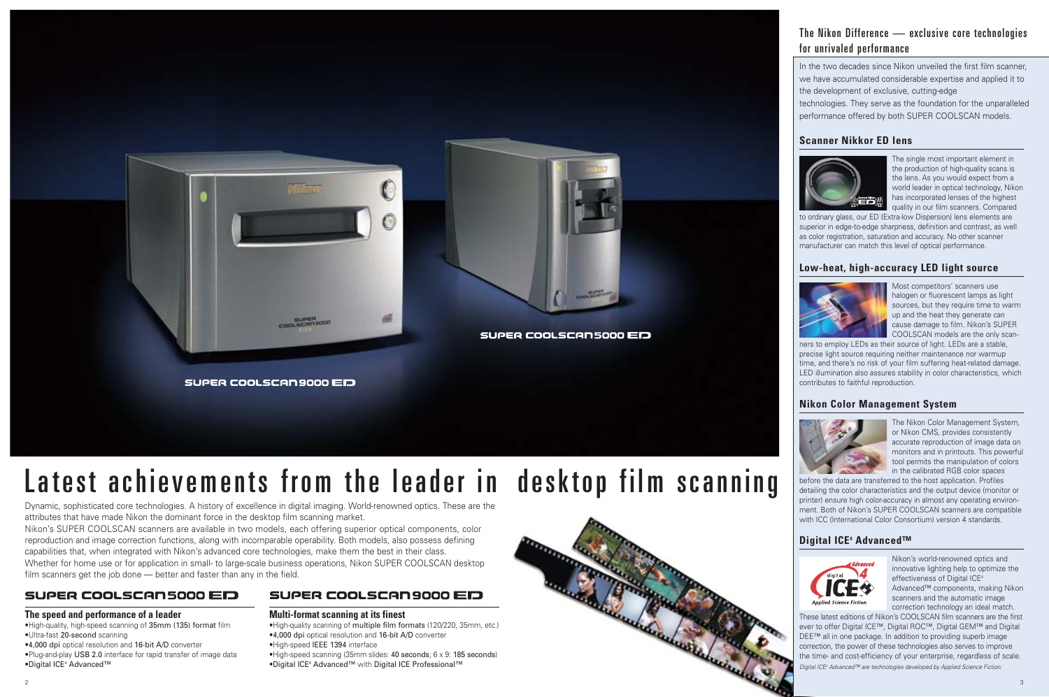SUPER COOLSCAN 5000 ED

SUPER COOLSCAN 9000 ED

# Latest achievements from the leader in desktop film scanning

Dynamic, sophisticated core technologies. A history of excellence in digital imaging. World-renowned optics. These are the attributes that have made Nikon the dominant force in the desktop film scanning market.

Nikon's SUPER COOLSCAN scanners are available in two models, each offering superior optical components, color reproduction and image correction functions, along with incomparable operability. Both models, also possess defining capabilities that, when integrated with Nikon's advanced core technologies, make them the best in their class.

Whether for home use or for application in small- to large-scale business operations, Nikon SUPER COOLSCAN desktop film scanners get the job done — better and faster than any in the field.

## SUPER COOLSCAN 5000 ED

### The speed and performance of a leader

- High-quality, high-speed scanning of 35mm (135) format film
- Ultra-fast 20-second scanning
- 4,000 dpi optical resolution and 16-bit A/D converter
- Plug-and-play USB 2.0 interface for rapid transfer of image data
- Digital ICE[4] Advanced™

## SUPER COOLSCAN 9000 ED

### Multi-format scanning at its finest

- High-quality scanning of multiple film formats (120/220, 35mm, etc.)
- 4,000 dpi optical resolution and 16-bit A/D converter
- High-speed IEEE 1394 interface
- High-speed scanning (35mm slides: 40 seconds; 6 x 9: 185 seconds)
- Digital ICE[4] Advanced™ with Digital ICE Professional™

## The Nikon Difference — exclusive core technologies for unrivaled performance

In the two decades since Nikon unveiled the first film scanner, we have accumulated considerable expertise and applied it to the development of exclusive, cutting-edge technologies. They serve as the foundation for the unparalleled performance offered by both SUPER COOLSCAN models.

### Scanner Nikkor ED lens

The single most important element in the production of high-quality scans is the lens. As you would expect from a world leader in optical technology, Nikon has incorporated lenses of the highest quality in our film scanners. Compared to ordinary glass, our ED (Extra-low Dispersion) lens elements are superior in edge-to-edge sharpness, definition and contrast, as well as color registration, saturation and accuracy. No other scanner manufacturer can match this level of optical performance.

### Low-heat, high-accuracy LED light source

Most competitors' scanners use halogen or fluorescent lamps as light sources, but they require time to warm up and the heat they generate can cause damage to film. Nikon's SUPER COOLSCAN models are the only scanners to employ LEDs as their source of light. LEDs are a stable, precise light source requiring neither maintenance nor warmup time, and there's no risk of your film suffering heat-related damage. LED illumination also assures stability in color characteristics, which contributes to faithful reproduction.

### Nikon Color Management System

The Nikon Color Management System, or Nikon CMS, provides consistently accurate reproduction of image data on monitors and in printouts. This powerful tool permits the manipulation of colors in the calibrated RGB color spaces before the data are transferred to the host application. Profiles detailing the color characteristics and the output device (monitor or printer) ensure high color-accuracy in almost any operating environment. Both of Nikon's SUPER COOLSCAN scanners are compatible with ICC (International Color Consortium) version 4 standards.

### Digital ICE[4] Advanced™

Nikon's world-renowned optics and innovative lighting help to optimize the effectiveness of Digital ICE[4] Advanced™ components, making Nikon scanners and the automatic image correction technology an ideal match. These latest editions of Nikon's COOLSCAN film scanners are the first ever to offer Digital ICE™, Digital ROC™, Digital GEM™ and Digital DEE™ all in one package. In addition to providing superb image correction, the power of these technologies also serves to improve the time- and cost-efficiency of your enterprise, regardless of scale.

*Digital ICE[4] Advanced™ are technologies developed by Applied Science Fiction.*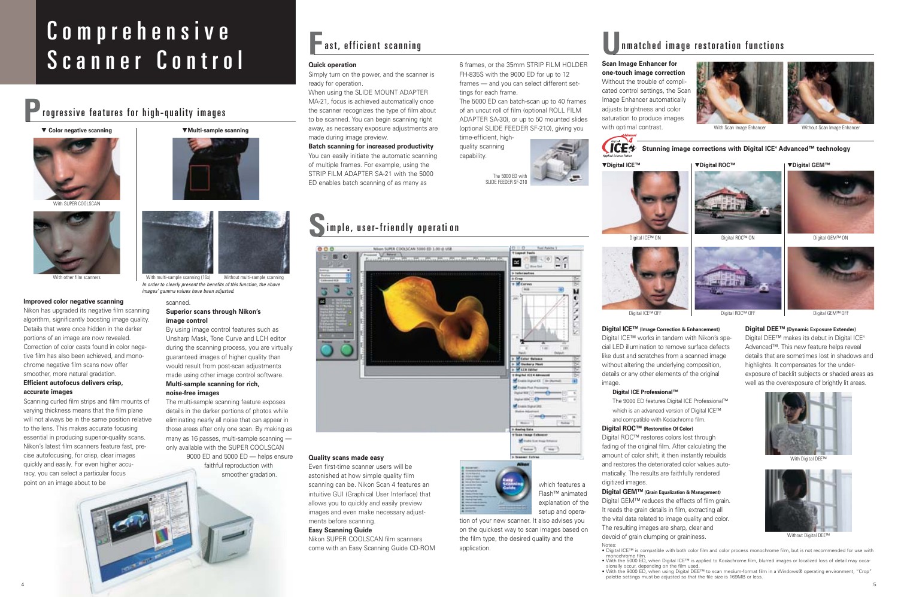# Comprehensive Scanner Control

## Progressive features for high-quality images

▼ Color negative scanning

With SUPER COOLSCAN

With other film scanners

▼Multi-sample scanning

With multi-sample scanning (16x)

Without multi-sample scanning

*In order to clearly present the benefits of this function, the above images' gamma values have been adjusted.*

**Improved color negative scanning**

Nikon has upgraded its negative film scanning algorithm, significantly boosting image quality. Details that were once hidden in the darker portions of an image are now revealed. Correction of color casts found in color negative film has also been achieved, and monochrome negative film scans now offer smoother, more natural gradation.

**Efficient autofocus delivers crisp, accurate images**

Scanning curled film strips and film mounts of varying thickness means that the film plane will not always be in the same position relative to the lens. This makes accurate focusing essential in producing superior-quality scans. Nikon's latest film scanners feature fast, precise autofocusing, for crisp, clear images quickly and easily. For even higher accuracy, you can select a particular focus point on an image about to be scanned.

**Superior scans through Nikon's image control**

By using image control features such as Unsharp Mask, Tone Curve and LCH editor during the scanning process, you are virtually guaranteed images of higher quality than would result from post-scan adjustments made using other image control software.

**Multi-sample scanning for rich, noise-free images**

The multi-sample scanning feature exposes details in the darker portions of photos while eliminating nearly all noise that can appear in those areas after only one scan. By making as many as 16 passes, multi-sample scanning — only available with the SUPER COOLSCAN 9000 ED and 5000 ED — helps ensure faithful reproduction with smoother gradation.

## Fast, efficient scanning

**Quick operation**

Simply turn on the power, and the scanner is ready for operation.

When using the SLIDE MOUNT ADAPTER MA-21, focus is achieved automatically once the scanner recognizes the type of film about to be scanned. You can begin scanning right away, as necessary exposure adjustments are made during image preview.

**Batch scanning for increased productivity**

You can easily initiate the automatic scanning of multiple frames. For example, using the STRIP FILM ADAPTER SA-21 with the 5000 ED enables batch scanning of as many as 6 frames, or the 35mm STRIP FILM HOLDER FH-835S with the 9000 ED for up to 12 frames — and you can select different settings for each frame.

The 5000 ED can batch-scan up to 40 frames of an uncut roll of film (optional ROLL FILM ADAPTER SA-30), or up to 50 mounted slides (optional SLIDE FEEDER SF-210), giving you time-efficient, high-quality scanning capability.

The 5000 ED with SLIDE FEEDER SF-210

## Simple, user-friendly operation

**Quality scans made easy**

Even first-time scanner users will be astonished at how simple quality film scanning can be. Nikon Scan 4 features an intuitive GUI (Graphical User Interface) that allows you to quickly and easily preview images and even make necessary adjustments before scanning.

**Easy Scanning Guide**

Nikon SUPER COOLSCAN film scanners come with an Easy Scanning Guide CD-ROM which features a Flash™ animated explanation of the setup and operation of your new scanner. It also advises you on the quickest way to scan images based on the film type, the desired quality and the application.

## Unmatched image restoration functions

**Scan Image Enhancer for one-touch image correction**

Without the trouble of complicated control settings, the Scan Image Enhancer automatically adjusts brightness and color saturation to produce images with optimal contrast.

With Scan Image Enhancer

Without Scan Image Enhancer

**Stunning image corrections with Digital ICE[4] Advanced™ technology**

▼Digital ICE™

Digital ICE™ ON

Digital ICE™ OFF

▼Digital ROC™

Digital ROC™ ON

Digital ROC™ OFF

▼Digital GEM™

Digital GEM™ ON

Digital GEM™ OFF

**Digital ICE™ (Image Correction & Enhancement)**

Digital ICE™ works in tandem with Nikon's special LED illumination to remove surface defects like dust and scratches from a scanned image without altering the underlying composition, details or any other elements of the original image.

**Digital ICE Professional™**

The 9000 ED features Digital ICE Professional™ which is an advanced version of Digital ICE™ and compatible with Kodachrome film.

**Digital ROC™ (Restoration Of Color)**

Digital ROC™ restores colors lost through fading of the original film. After calculating the amount of color shift, it then instantly rebuilds and restores the deteriorated color values automatically. The results are faithfully rendered digitized images.

**Digital GEM™ (Grain Equalization & Management)**

Digital GEM™ reduces the effects of film grain. It reads the grain details in film, extracting all the vital data related to image quality and color. The resulting images are sharp, clear and devoid of grain clumping or graininess.

**Digital DEE™ (Dynamic Exposure Extender)**

Digital DEE™ makes its debut in Digital ICE[4] Advanced™. This new feature helps reveal details that are sometimes lost in shadows and highlights. It compensates for the underexposure of backlit subjects or shaded areas as well as the overexposure of brightly lit areas.

With Digital DEE™

Without Digital DEE™

Notes:

- Digital ICE™ is compatible with both color film and color process monochrome film, but is not recommended for use with monochrome film.
- With the 5000 ED, when Digital ICE™ is applied to Kodachrome film, blurred images or localized loss of detail may occasionally occur, depending on the film used.
- With the 9000 ED, when using Digital DEE™ to scan medium-format film in a Windows® operating environment, "Crop" palette settings must be adjusted so that the file size is 169MB or less.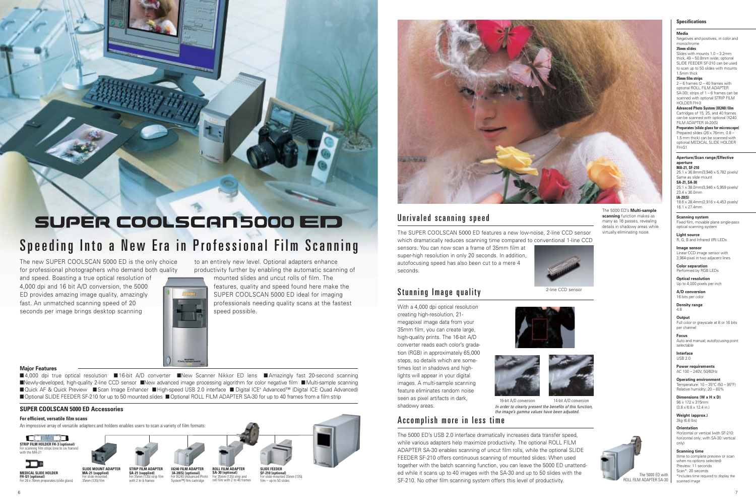# SUPER COOLSCAN 5000 ED

## Speeding Into a New Era in Professional Film Scanning

The new SUPER COOLSCAN 5000 ED is the only choice for professional photographers who demand both quality and speed. Boasting a true optical resolution of 4,000 dpi and 16 bit A/D conversion, the 5000 ED provides amazing image quality, amazingly fast. An unmatched scanning speed of 20 seconds per image brings desktop scanning to an entirely new level. Optional adapters enhance productivity further by enabling the automatic scanning of mounted slides and uncut rolls of film. The features, quality and speed found here make the SUPER COOLSCAN 5000 ED ideal for imaging professionals needing quality scans at the fastest speed possible.

### Major Features

■ 4,000 dpi true optical resolution ■ 16-bit A/D converter ■ New Scanner Nikkor ED lens ■ Amazingly fast 20-second scanning ■ Newly-developed, high-quality 2-line CCD sensor ■ New advanced image processing algorithm for color negative film ■ Multi-sample scanning ■ Quick AF & Quick Preview ■ Scan Image Enhancer ■ High-speed USB 2.0 interface ■ Digital ICE⁴ Advanced™ (Digital ICE Quad Advanced) ■ Optional SLIDE FEEDER SF-210 for up to 50 mounted slides ■ Optional ROLL FILM ADAPTER SA-30 for up to 40 frames from a film strip

### SUPER COOLSCAN 5000 ED Accessories

**For efficient, versatile film scans**

An impressive array of versatile adapters and holders enables users to scan a variety of film formats:

**STRIP FILM HOLDER FH-3 (optional)**
For scanning film strips (one to six frames) with the MA-21

**MEDICAL SLIDE HOLDER FH-G1 (optional)**
For 26 x 76mm preparates (slide glass)

**SLIDE MOUNT ADAPTER MA-21 (supplied)**
For slide-mounted 35mm (135) film

**STRIP FILM ADAPTER SA-21 (supplied)**
For 35mm (135) strip film with 2 to 6 frames

**IX240 FILM ADAPTER IA-20(S) (optional)**
For IX240 (Advanced Photo System™) film cartridge

**ROLL FILM ADAPTER SA-30 (optional)**
For 35mm (135) strip and roll film with 2 to 40 frames

**SLIDE FEEDER SF-210 (optional)**
For slide-mounted 35mm (135) film – up to 50 slides

## Unrivaled scanning speed

The SUPER COOLSCAN 5000 ED features a new low-noise, 2-line CCD sensor which dramatically reduces scanning time compared to conventional 1-line CCD sensors. You can now scan a frame of 35mm film at super-high resolution in only 20 seconds. In addition, autofocusing speed has also been cut to a mere 4 seconds.

2-line CCD sensor

The 5000 ED's **Multi-sample scanning** function makes as many as 16 passes, revealing details in shadowy areas while virtually eliminating noise.

## Stunning Image quality

With a 4,000 dpi optical resolution creating high-resolution, 21-megapixel image data from your 35mm film, you can create large, high-quality prints. The 16-bit A/D converter reads each color's gradation (RGB) in approximately 65,000 steps, so details which are sometimes lost in shadows and highlights will appear in your digital images. A multi-sample scanning feature eliminates random noise seen as pixel artifacts in dark, shadowy areas.

16-bit A/D conversion    14-bit A/D conversion

*In order to clearly present the benefits of this function, the image's gamma values have been adjusted.*

## Accomplish more in less time

The 5000 ED's USB 2.0 interface dramatically increases data transfer speed, while various adapters help maximize productivity. The optional ROLL FILM ADAPTER SA-30 enables scanning of uncut film rolls, while the optional SLIDE FEEDER SF-210 offers continuous scanning of mounted slides. When used together with the batch scanning function, you can leave the 5000 ED unattended while it scans up to 40 images with the SA-30 and up to 50 slides with the SF-210. No other film scanning system offers this level of productivity.

The 5000 ED with ROLL FILM ADAPTER SA-30

### Specifications

**Media**
Negatives and positives, in color and monochrome
**35mm slides**
Slides with mounts 1.0 – 3.2mm thick, 49 – 50.8mm wide; optional SLIDE FEEDER SF-210 can be used to scan up to 50 slides with mounts 1.5mm thick
**35mm film strips**
2 – 6 frames (2 – 40 frames with optional ROLL FILM ADAPTER SA-30); strips of 1 – 6 frames can be scanned with optional STRIP FILM HOLDER FH-3
**Advanced Photo System (IX240) film**
Cartridges of 15, 25, and 40 frames can be scanned with optional IX240 FILM ADAPTER IA-20(S)
**Preparates (slide glass for microscope)**
Prepared slides (26 x 76mm, 0.8 – 1.5 mm thick) can be scanned with optional MEDICAL SLIDE HOLDER FH-G1

**Aperture/Scan range/Effective aperture**
**MA-21, SF-210**
25.1 x 36.8mm/3,946 x 5,782 pixels/ Same as slide mount
**SA-21, SA-30**
25.1 x 38.0mm/3,946 x 5,959 pixels/ 23.4 x 36.0mm
**IA-20(S)**
18.6 x 28.4mm/2,916 x 4,453 pixels/ 16.1 x 27.4mm

**Scanning system**
Fixed film, movable plane single-pass optical scanning system

**Light source**
R, G, B and Infrared (IR) LEDs

**Image sensor**
Linear CCD image sensor with 3,964-pixel in two adjacent lines

**Color separation**
Performed by RGB LEDs

**Optical resolution**
Up to 4,000 pixels per inch

**A/D conversion**
16 bits per color

**Density range**
4.8

**Output**
Full color or grayscale at 8 or 16 bits per channel

**Focus**
Auto and manual; autofocusing point selectable

**Interface**
USB 2.0

**Power requirements**
AC 100 – 240V, 50/60Hz

**Operating environment**
Temperature: 10 – 35°C (50 – 95°F)
Relative humidity: 20 – 60%

**Dimensions (W x H x D)**
96 x 172 x 315mm
(3.8 x 6.8 x 12.4 in.)

**Weight (approx.)**
3kg (6 lbs)

**Orientation**
Horizontal or vertical (with SF-210: horizontal only; with SA-30: vertical only)

**Scanning time**
(time to complete preview or scan when no options selected)
Preview: 11 seconds
Scan*: 20 seconds
*Includes time required to display the scanned image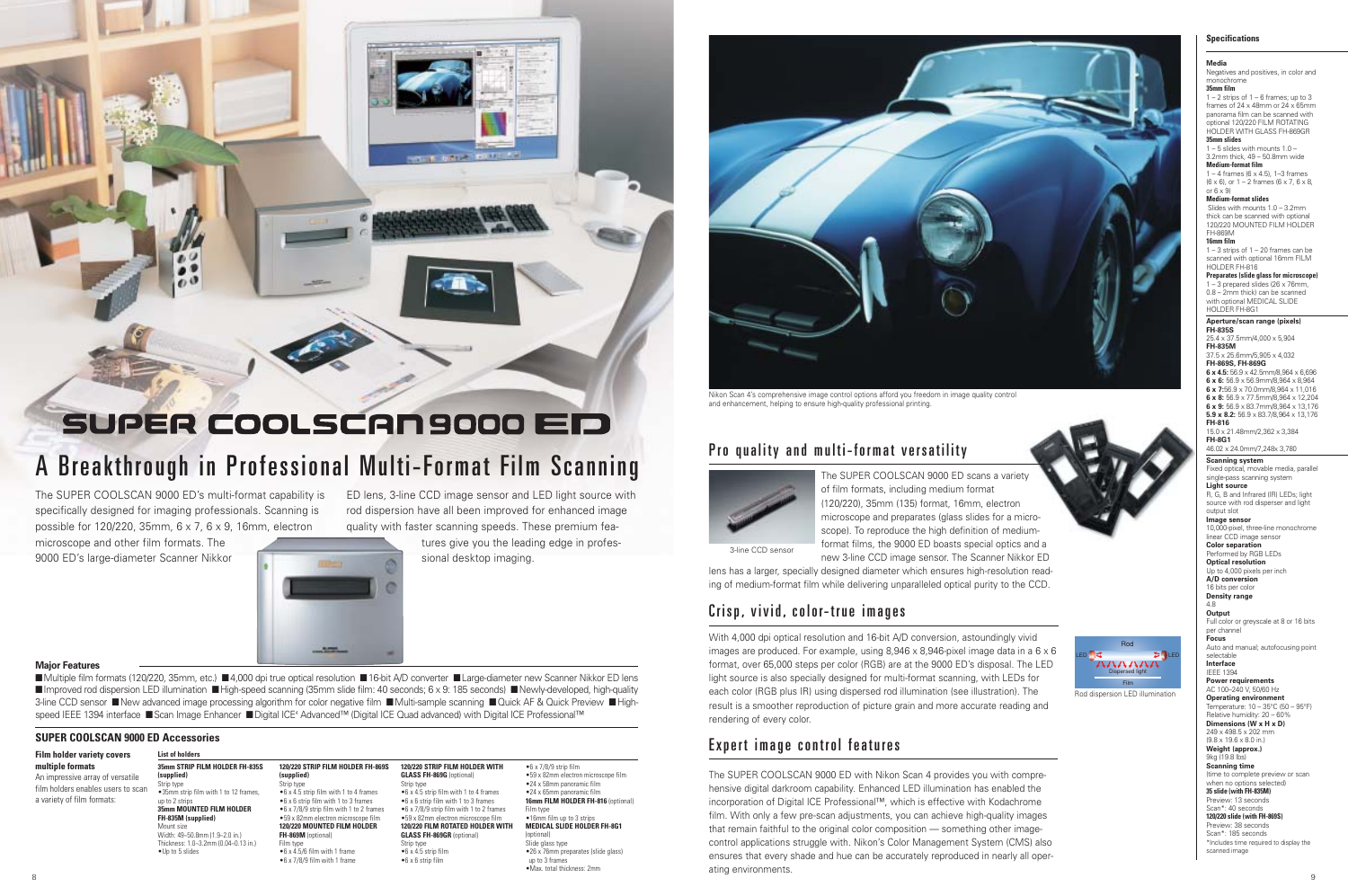# SUPER COOLSCAN 9000 ED

## A Breakthrough in Professional Multi-Format Film Scanning

The SUPER COOLSCAN 9000 ED's multi-format capability is specifically designed for imaging professionals. Scanning is possible for 120/220, 35mm, 6 x 7, 6 x 9, 16mm, electron microscope and other film formats. The 9000 ED's large-diameter Scanner Nikkor ED lens, 3-line CCD image sensor and LED light source with rod dispersion have all been improved for enhanced image quality with faster scanning speeds. These premium features give you the leading edge in professional desktop imaging.

### Major Features

■ Multiple film formats (120/220, 35mm, etc.) ■ 4,000 dpi true optical resolution ■ 16-bit A/D converter ■ Large-diameter new Scanner Nikkor ED lens ■ Improved rod dispersion LED illumination ■ High-speed scanning (35mm slide film: 40 seconds; 6 x 9: 185 seconds) ■ Newly-developed, high-quality 3-line CCD sensor ■ New advanced image processing algorithm for color negative film ■ Multi-sample scanning ■ Quick AF & Quick Preview ■ High-speed IEEE 1394 interface ■ Scan Image Enhancer ■ Digital ICE⁴ Advanced™ (Digital ICE Quad advanced) with Digital ICE Professional™

### SUPER COOLSCAN 9000 ED Accessories

**Film holder variety covers multiple formats**
An impressive array of versatile film holders enables users to scan a variety of film formats:

**List of holders**

**35mm STRIP FILM HOLDER FH-835S (supplied)**
Strip type
•35mm strip film with 1 to 12 frames, up to 2 strips

**35mm MOUNTED FILM HOLDER FH-835M (supplied)**
Mount size
Width: 49–50.8mm (1.9–2.0 in.)
Thickness: 1.0–3.2mm (0.04–0.13 in.)
•Up to 5 slides

**120/220 STRIP FILM HOLDER FH-869S (supplied)**
Strip type
•6 x 4.5 strip film with 1 to 4 frames
•6 x 6 strip film with 1 to 3 frames
•6 x 7/8/9 strip film with 1 to 2 frames
•59 x 82mm electron microscope film

**120/220 MOUNTED FILM HOLDER FH-869M** (optional)
Film type
•6 x 4.5/6 film with 1 frame
•6 x 7/8/9 film with 1 frame

**120/220 STRIP FILM HOLDER WITH GLASS FH-869G** (optional)
Strip type
•6 x 4.5 strip film with 1 to 4 frames
•6 x 6 strip film with 1 to 3 frames
•6 x 7/8/9 strip film with 1 to 2 frames
•59 x 82mm electron microscope film

**120/220 FILM ROTATED HOLDER WITH GLASS FH-869GR** (optional)
Strip type
•6 x 4.5 strip film
•6 x 6 strip film
•6 x 7/8/9 strip film
•59 x 82mm electron microscope film
•24 x 58mm panoramic film
•24 x 65mm panoramic film

**16mm FILM HOLDER FH-816** (optional)
Film type
•16mm film up to 3 strips

**MEDICAL SLIDE HOLDER FH-8G1** (optional)
Slide glass type
•26 x 76mm preparates (slide glass) up to 3 frames
•Max. total thickness: 2mm

Nikon Scan 4's comprehensive image control options afford you freedom in image quality control and enhancement, helping to ensure high-quality professional printing.

## Pro quality and multi-format versatility

3-line CCD sensor

The SUPER COOLSCAN 9000 ED scans a variety of film formats, including medium format (120/220), 35mm (135) format, 16mm, electron microscope and preparates (glass slides for a microscope). To reproduce the high definition of medium-format films, the 9000 ED boasts special optics and a new 3-line CCD image sensor. The Scanner Nikkor ED lens has a larger, specially designed diameter which ensures high-resolution reading of medium-format film while delivering unparalleled optical purity to the CCD.

## Crisp, vivid, color-true images

With 4,000 dpi optical resolution and 16-bit A/D conversion, astoundingly vivid images are produced. For example, using 8,946 x 8,946-pixel image data in a 6 x 6 format, over 65,000 steps per color (RGB) are at the 9000 ED's disposal. The LED light source is also specially designed for multi-format scanning, with LEDs for each color (RGB plus IR) using dispersed rod illumination (see illustration). The result is a smoother reproduction of picture grain and more accurate reading and rendering of every color.

Rod
LED
Dispersed light
LED
Film

Rod dispersion LED illumination

## Expert image control features

The SUPER COOLSCAN 9000 ED with Nikon Scan 4 provides you with comprehensive digital darkroom capability. Enhanced LED illumination has enabled the incorporation of Digital ICE Professional™, which is effective with Kodachrome film. With only a few pre-scan adjustments, you can achieve high-quality images that remain faithful to the original color composition — something other image-control applications struggle with. Nikon's Color Management System (CMS) also ensures that every shade and hue can be accurately reproduced in nearly all operating environments.

### Specifications

**Media**
Negatives and positives, in color and monochrome

**35mm film**
1 – 2 strips of 1 – 6 frames; up to 3 frames of 24 x 48mm or 24 x 65mm panorama film can be scanned with optional 120/220 FILM ROTATING HOLDER WITH GLASS FH-869GR

**35mm slides**
1 – 5 slides with mounts 1.0 – 3.2mm thick, 49 – 50.8mm wide

**Medium-format film**
1 – 4 frames (6 x 4.5), 1–3 frames (6 x 6), or 1 – 2 frames (6 x 7, 6 x 8, or 6 x 9)

**Medium-format slides**
Slides with mounts 1.0 – 3.2mm thick can be scanned with optional 120/220 MOUNTED FILM HOLDER FH-869M

**16mm film**
1 – 3 strips of 1 – 20 frames can be scanned with optional 16mm FILM HOLDER FH-816

**Preparates (slide glass for microscope)**
1 – 3 prepared slides (26 x 76mm, 0.8 – 2mm thick) can be scanned with optional MEDICAL SLIDE HOLDER FH-8G1

**Aperture/scan range (pixels)**

**FH-835S**
25.4 x 37.5mm/4,000 x 5,904

**FH-835M**
37.5 x 25.6mm/5,905 x 4,032

**FH-869S, FH-869G**
**6 x 4.5:** 56.9 x 42.5mm/8,964 x 6,696
**6 x 6:** 56.9 x 56.9mm/8,964 x 8,964
**6 x 7:** 56.9 x 70.0mm/8,964 x 11,016
**6 x 8:** 56.9 x 77.5mm/8,964 x 12,204
**6 x 9:** 56.9 x 83.7mm/8,964 x 13,176
**5.9 x 8.2:** 56.9 x 83.7/8,964 x 13,176

**FH-816**
15.0 x 21.48mm/2,362 x 3,384

**FH-8G1**
46.02 x 24.0mm/7,248x 3,780

**Scanning system**
Fixed optical, movable media, parallel single-pass scanning system

**Light source**
R, G, B and Infrared (IR) LEDs; light source with rod disperser and light output slot

**Image sensor**
10,000-pixel, three-line monochrome linear CCD image sensor

**Color separation**
Performed by RGB LEDs

**Optical resolution**
Up to 4,000 pixels per inch

**A/D conversion**
16 bits per color

**Density range**
4.8

**Output**
Full color or greyscale at 8 or 16 bits per channel

**Focus**
Auto and manual; autofocusing point selectable

**Interface**
IEEE 1394

**Power requirements**
AC 100–240 V, 50/60 Hz

**Operating environment**
Temperature: 10 – 35°C (50 – 95°F)
Relative humidity: 20 – 60%

**Dimensions (W x H x D)**
249 x 498.5 x 202 mm
(9.8 x 19.6 x 8.0 in.)

**Weight (approx.)**
9kg (19.8 lbs)

**Scanning time**
(time to complete preview or scan when no options selected)

**35 slide (with FH-835M)**
Preview: 13 seconds
Scan*: 40 seconds

**120/220 slide (with FH-869S)**
Preview: 38 seconds
Scan*: 185 seconds

*Includes time required to display the scanned image